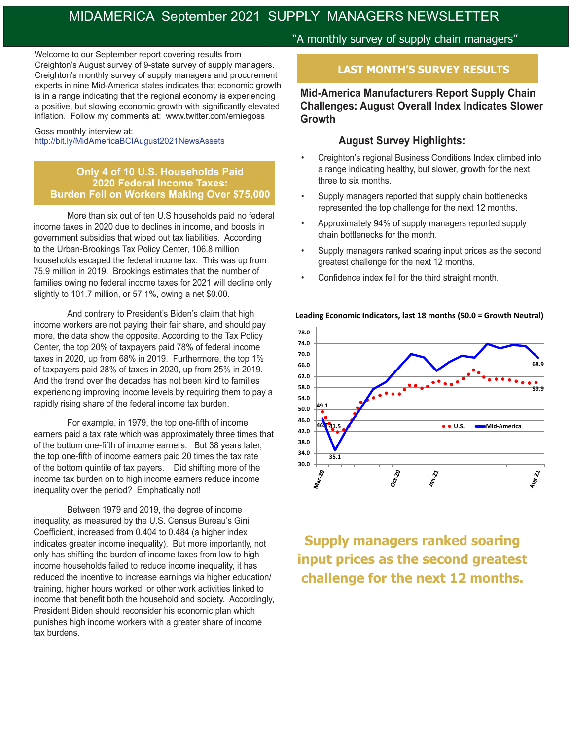# MIDAMERICA September 2021 SUPPLY MANAGERS NEWSLETTER

"A monthly survey of supply chain managers"

Welcome to our September report covering results from Creighton's August survey of 9-state survey of supply managers. Creighton's monthly survey of supply managers and procurement experts in nine Mid-America states indicates that economic growth is in a range indicating that the regional economy is experiencing a positive, but slowing economic growth with significantly elevated inflation. Follow my comments at: www.twitter.com/erniegoss

Goss monthly interview at:
http://bit.ly/MidAmericaBCIAugust2021NewsAssets

## Only 4 of 10 U.S. Households Paid 2020 Federal Income Taxes: Burden Fell on Workers Making Over $75,000

More than six out of ten U.S households paid no federal income taxes in 2020 due to declines in income, and boosts in government subsidies that wiped out tax liabilities. According to the Urban-Brookings Tax Policy Center, 106.8 million households escaped the federal income tax. This was up from 75.9 million in 2019. Brookings estimates that the number of families owing no federal income taxes for 2021 will decline only slightly to 101.7 million, or 57.1%, owing a net $0.00.

And contrary to President's Biden's claim that high income workers are not paying their fair share, and should pay more, the data show the opposite. According to the Tax Policy Center, the top 20% of taxpayers paid 78% of federal income taxes in 2020, up from 68% in 2019. Furthermore, the top 1% of taxpayers paid 28% of taxes in 2020, up from 25% in 2019. And the trend over the decades has not been kind to families experiencing improving income levels by requiring them to pay a rapidly rising share of the federal income tax burden.

For example, in 1979, the top one-fifth of income earners paid a tax rate which was approximately three times that of the bottom one-fifth of income earners. But 38 years later, the top one-fifth of income earners paid 20 times the tax rate of the bottom quintile of tax payers. Did shifting more of the income tax burden on to high income earners reduce income inequality over the period? Emphatically not!

Between 1979 and 2019, the degree of income inequality, as measured by the U.S. Census Bureau's Gini Coefficient, increased from 0.404 to 0.484 (a higher index indicates greater income inequality). But more importantly, not only has shifting the burden of income taxes from low to high income households failed to reduce income inequality, it has reduced the incentive to increase earnings via higher education/training, higher hours worked, or other work activities linked to income that benefit both the household and society. Accordingly, President Biden should reconsider his economic plan which punishes high income workers with a greater share of income tax burdens.

## LAST MONTH'S SURVEY RESULTS

### Mid-America Manufacturers Report Supply Chain Challenges: August Overall Index Indicates Slower Growth

### August Survey Highlights:

- Creighton's regional Business Conditions Index climbed into a range indicating healthy, but slower, growth for the next three to six months.
- Supply managers reported that supply chain bottlenecks represented the top challenge for the next 12 months.
- Approximately 94% of supply managers reported supply chain bottlenecks for the month.
- Supply managers ranked soaring input prices as the second greatest challenge for the next 12 months.
- Confidence index fell for the third straight month.

**Leading Economic Indicators, last 18 months (50.0 = Growth Neutral)**

**Supply managers ranked soaring input prices as the second greatest challenge for the next 12 months.**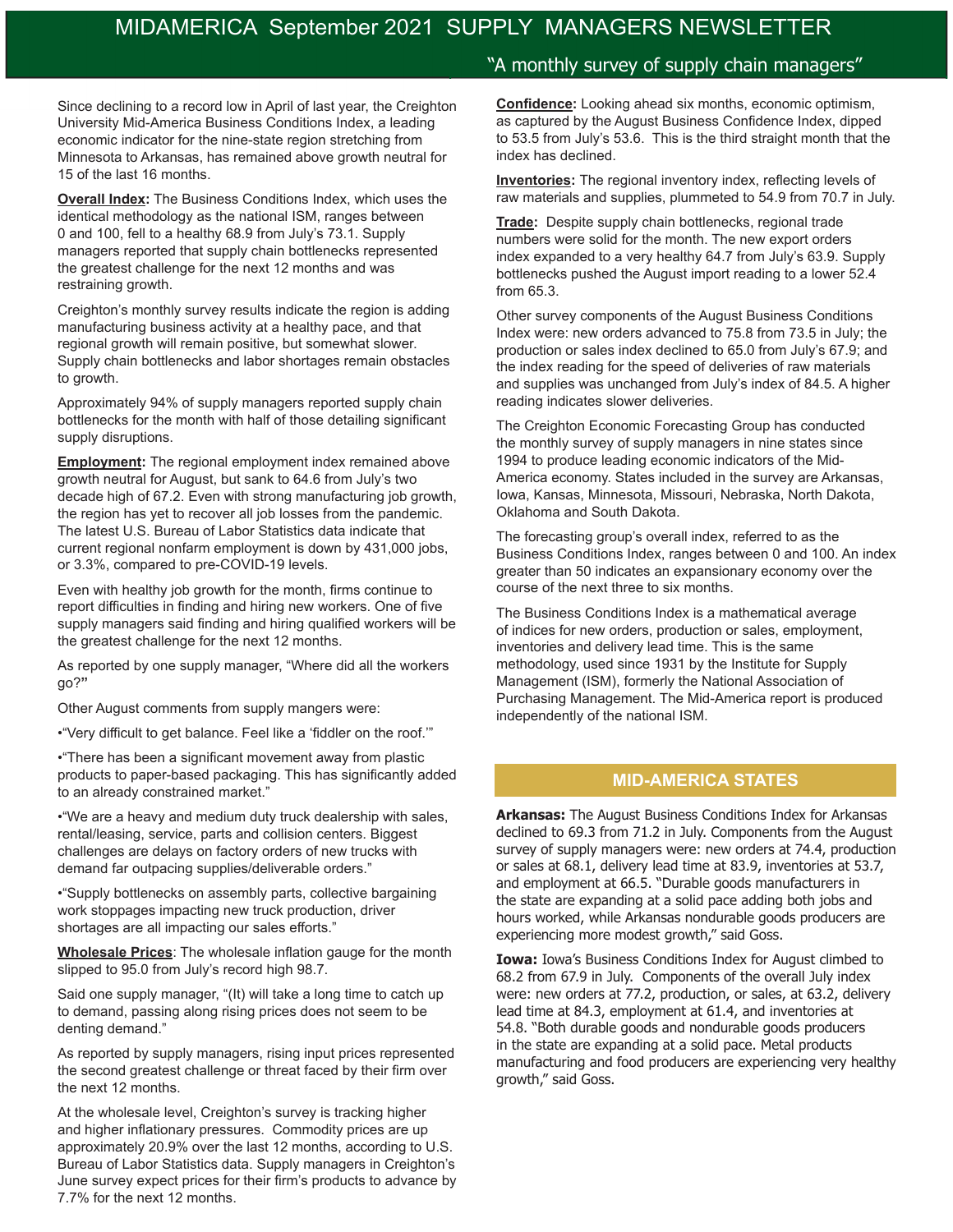# MIDAMERICA September 2021 SUPPLY MANAGERS NEWSLETTER

"A monthly survey of supply chain managers"

Since declining to a record low in April of last year, the Creighton University Mid-America Business Conditions Index, a leading economic indicator for the nine-state region stretching from Minnesota to Arkansas, has remained above growth neutral for 15 of the last 16 months.

**Overall Index:** The Business Conditions Index, which uses the identical methodology as the national ISM, ranges between 0 and 100, fell to a healthy 68.9 from July's 73.1. Supply managers reported that supply chain bottlenecks represented the greatest challenge for the next 12 months and was restraining growth.

Creighton's monthly survey results indicate the region is adding manufacturing business activity at a healthy pace, and that regional growth will remain positive, but somewhat slower. Supply chain bottlenecks and labor shortages remain obstacles to growth.

Approximately 94% of supply managers reported supply chain bottlenecks for the month with half of those detailing significant supply disruptions.

**Employment:** The regional employment index remained above growth neutral for August, but sank to 64.6 from July's two decade high of 67.2. Even with strong manufacturing job growth, the region has yet to recover all job losses from the pandemic. The latest U.S. Bureau of Labor Statistics data indicate that current regional nonfarm employment is down by 431,000 jobs, or 3.3%, compared to pre-COVID-19 levels.

Even with healthy job growth for the month, firms continue to report difficulties in finding and hiring new workers. One of five supply managers said finding and hiring qualified workers will be the greatest challenge for the next 12 months.

As reported by one supply manager, "Where did all the workers go?"

Other August comments from supply mangers were:

- "Very difficult to get balance. Feel like a 'fiddler on the roof.'"
- "There has been a significant movement away from plastic products to paper-based packaging. This has significantly added to an already constrained market."
- "We are a heavy and medium duty truck dealership with sales, rental/leasing, service, parts and collision centers. Biggest challenges are delays on factory orders of new trucks with demand far outpacing supplies/deliverable orders."
- "Supply bottlenecks on assembly parts, collective bargaining work stoppages impacting new truck production, driver shortages are all impacting our sales efforts."

**Wholesale Prices**: The wholesale inflation gauge for the month slipped to 95.0 from July's record high 98.7.

Said one supply manager, "(It) will take a long time to catch up to demand, passing along rising prices does not seem to be denting demand."

As reported by supply managers, rising input prices represented the second greatest challenge or threat faced by their firm over the next 12 months.

At the wholesale level, Creighton's survey is tracking higher and higher inflationary pressures. Commodity prices are up approximately 20.9% over the last 12 months, according to U.S. Bureau of Labor Statistics data. Supply managers in Creighton's June survey expect prices for their firm's products to advance by 7.7% for the next 12 months.

**Confidence:** Looking ahead six months, economic optimism, as captured by the August Business Confidence Index, dipped to 53.5 from July's 53.6. This is the third straight month that the index has declined.

**Inventories:** The regional inventory index, reflecting levels of raw materials and supplies, plummeted to 54.9 from 70.7 in July.

**Trade:** Despite supply chain bottlenecks, regional trade numbers were solid for the month. The new export orders index expanded to a very healthy 64.7 from July's 63.9. Supply bottlenecks pushed the August import reading to a lower 52.4 from 65.3.

Other survey components of the August Business Conditions Index were: new orders advanced to 75.8 from 73.5 in July; the production or sales index declined to 65.0 from July's 67.9; and the index reading for the speed of deliveries of raw materials and supplies was unchanged from July's index of 84.5. A higher reading indicates slower deliveries.

The Creighton Economic Forecasting Group has conducted the monthly survey of supply managers in nine states since 1994 to produce leading economic indicators of the Mid-America economy. States included in the survey are Arkansas, Iowa, Kansas, Minnesota, Missouri, Nebraska, North Dakota, Oklahoma and South Dakota.

The forecasting group's overall index, referred to as the Business Conditions Index, ranges between 0 and 100. An index greater than 50 indicates an expansionary economy over the course of the next three to six months.

The Business Conditions Index is a mathematical average of indices for new orders, production or sales, employment, inventories and delivery lead time. This is the same methodology, used since 1931 by the Institute for Supply Management (ISM), formerly the National Association of Purchasing Management. The Mid-America report is produced independently of the national ISM.

## MID-AMERICA STATES

**Arkansas:** The August Business Conditions Index for Arkansas declined to 69.3 from 71.2 in July. Components from the August survey of supply managers were: new orders at 74.4, production or sales at 68.1, delivery lead time at 83.9, inventories at 53.7, and employment at 66.5. "Durable goods manufacturers in the state are expanding at a solid pace adding both jobs and hours worked, while Arkansas nondurable goods producers are experiencing more modest growth," said Goss.

**Iowa:** Iowa's Business Conditions Index for August climbed to 68.2 from 67.9 in July. Components of the overall July index were: new orders at 77.2, production, or sales, at 63.2, delivery lead time at 84.3, employment at 61.4, and inventories at 54.8. "Both durable goods and nondurable goods producers in the state are expanding at a solid pace. Metal products manufacturing and food producers are experiencing very healthy growth," said Goss.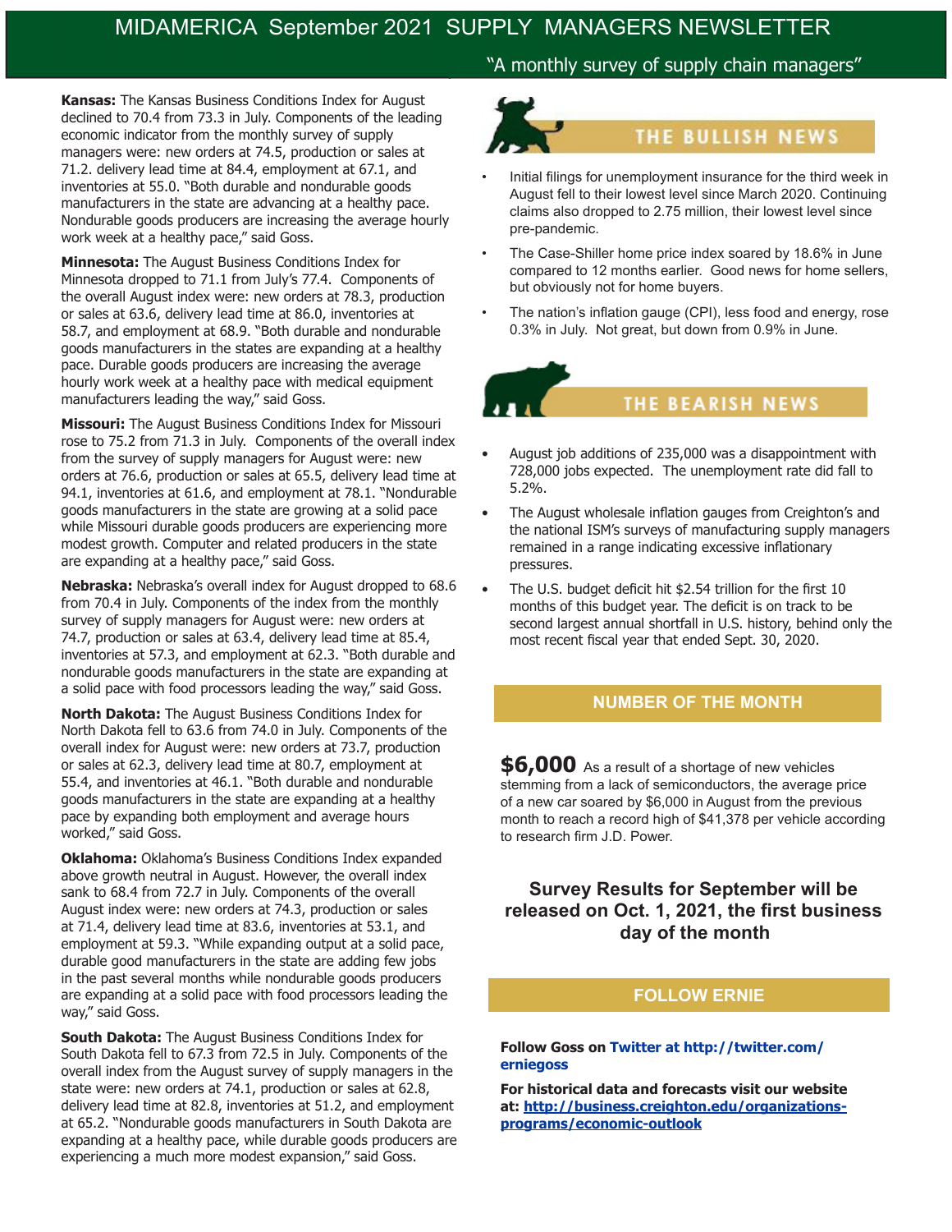# MIDAMERICA September 2021 SUPPLY MANAGERS NEWSLETTER

"A monthly survey of supply chain managers"

**Kansas:** The Kansas Business Conditions Index for August declined to 70.4 from 73.3 in July. Components of the leading economic indicator from the monthly survey of supply managers were: new orders at 74.5, production or sales at 71.2. delivery lead time at 84.4, employment at 67.1, and inventories at 55.0. "Both durable and nondurable goods manufacturers in the state are advancing at a healthy pace. Nondurable goods producers are increasing the average hourly work week at a healthy pace," said Goss.

**Minnesota:** The August Business Conditions Index for Minnesota dropped to 71.1 from July's 77.4. Components of the overall August index were: new orders at 78.3, production or sales at 63.6, delivery lead time at 86.0, inventories at 58.7, and employment at 68.9. "Both durable and nondurable goods manufacturers in the states are expanding at a healthy pace. Durable goods producers are increasing the average hourly work week at a healthy pace with medical equipment manufacturers leading the way," said Goss.

**Missouri:** The August Business Conditions Index for Missouri rose to 75.2 from 71.3 in July. Components of the overall index from the survey of supply managers for August were: new orders at 76.6, production or sales at 65.5, delivery lead time at 94.1, inventories at 61.6, and employment at 78.1. "Nondurable goods manufacturers in the state are growing at a solid pace while Missouri durable goods producers are experiencing more modest growth. Computer and related producers in the state are expanding at a healthy pace," said Goss.

**Nebraska:** Nebraska's overall index for August dropped to 68.6 from 70.4 in July. Components of the index from the monthly survey of supply managers for August were: new orders at 74.7, production or sales at 63.4, delivery lead time at 85.4, inventories at 57.3, and employment at 62.3. "Both durable and nondurable goods manufacturers in the state are expanding at a solid pace with food processors leading the way," said Goss.

**North Dakota:** The August Business Conditions Index for North Dakota fell to 63.6 from 74.0 in July. Components of the overall index for August were: new orders at 73.7, production or sales at 62.3, delivery lead time at 80.7, employment at 55.4, and inventories at 46.1. "Both durable and nondurable goods manufacturers in the state are expanding at a healthy pace by expanding both employment and average hours worked," said Goss.

**Oklahoma:** Oklahoma's Business Conditions Index expanded above growth neutral in August. However, the overall index sank to 68.4 from 72.7 in July. Components of the overall August index were: new orders at 74.3, production or sales at 71.4, delivery lead time at 83.6, inventories at 53.1, and employment at 59.3. "While expanding output at a solid pace, durable good manufacturers in the state are adding few jobs in the past several months while nondurable goods producers are expanding at a solid pace with food processors leading the way," said Goss.

**South Dakota:** The August Business Conditions Index for South Dakota fell to 67.3 from 72.5 in July. Components of the overall index from the August survey of supply managers in the state were: new orders at 74.1, production or sales at 62.8, delivery lead time at 82.8, inventories at 51.2, and employment at 65.2. "Nondurable goods manufacturers in South Dakota are expanding at a healthy pace, while durable goods producers are experiencing a much more modest expansion," said Goss.

## THE BULLISH NEWS

- Initial filings for unemployment insurance for the third week in August fell to their lowest level since March 2020. Continuing claims also dropped to 2.75 million, their lowest level since pre-pandemic.
- The Case-Shiller home price index soared by 18.6% in June compared to 12 months earlier. Good news for home sellers, but obviously not for home buyers.
- The nation's inflation gauge (CPI), less food and energy, rose 0.3% in July. Not great, but down from 0.9% in June.

## THE BEARISH NEWS

- August job additions of 235,000 was a disappointment with 728,000 jobs expected. The unemployment rate did fall to 5.2%.
- The August wholesale inflation gauges from Creighton's and the national ISM's surveys of manufacturing supply managers remained in a range indicating excessive inflationary pressures.
- The U.S. budget deficit hit $2.54 trillion for the first 10 months of this budget year. The deficit is on track to be second largest annual shortfall in U.S. history, behind only the most recent fiscal year that ended Sept. 30, 2020.

## NUMBER OF THE MONTH

**$6,000** As a result of a shortage of new vehicles stemming from a lack of semiconductors, the average price of a new car soared by $6,000 in August from the previous month to reach a record high of $41,378 per vehicle according to research firm J.D. Power.

**Survey Results for September will be released on Oct. 1, 2021, the first business day of the month**

## FOLLOW ERNIE

**Follow Goss on Twitter at http://twitter.com/erniegoss**

**For historical data and forecasts visit our website at: http://business.creighton.edu/organizations-programs/economic-outlook**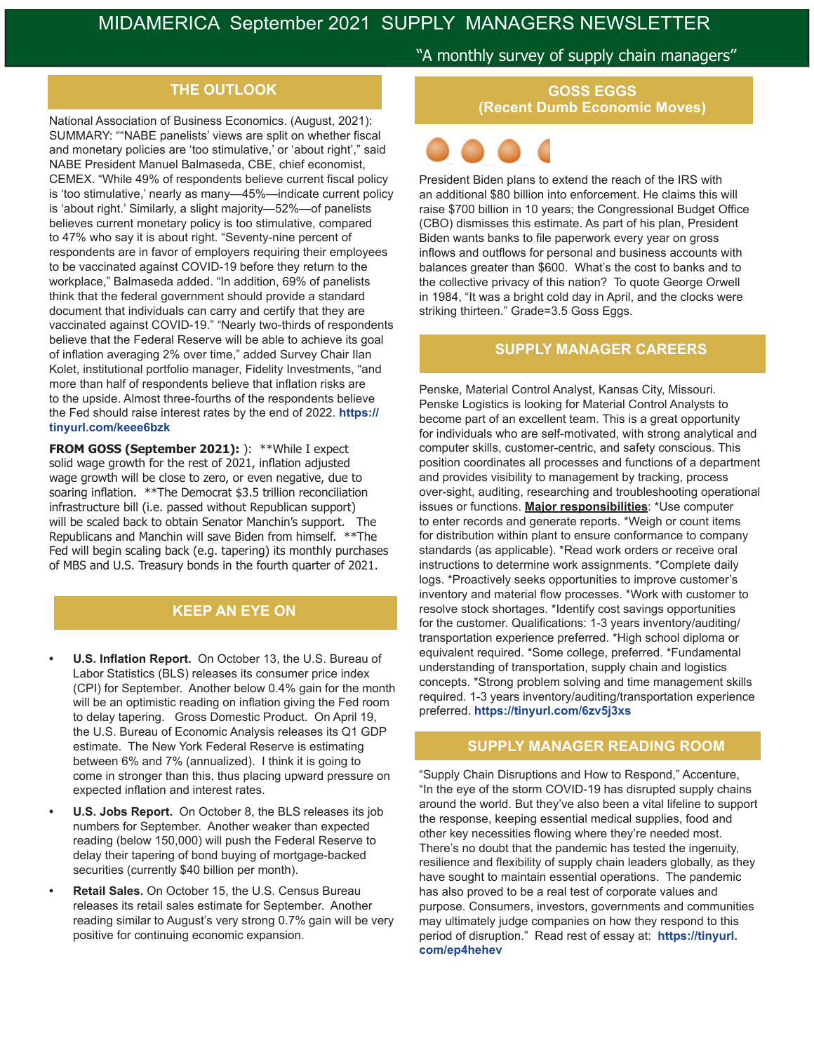# MIDAMERICA September 2021 SUPPLY MANAGERS NEWSLETTER

"A monthly survey of supply chain managers"

## THE OUTLOOK

National Association of Business Economics. (August, 2021): SUMMARY: ""NABE panelists' views are split on whether fiscal and monetary policies are 'too stimulative,' or 'about right'," said NABE President Manuel Balmaseda, CBE, chief economist, CEMEX. "While 49% of respondents believe current fiscal policy is 'too stimulative,' nearly as many—45%—indicate current policy is 'about right.' Similarly, a slight majority—52%—of panelists believes current monetary policy is too stimulative, compared to 47% who say it is about right. "Seventy-nine percent of respondents are in favor of employers requiring their employees to be vaccinated against COVID-19 before they return to the workplace," Balmaseda added. "In addition, 69% of panelists think that the federal government should provide a standard document that individuals can carry and certify that they are vaccinated against COVID-19." "Nearly two-thirds of respondents believe that the Federal Reserve will be able to achieve its goal of inflation averaging 2% over time," added Survey Chair Ilan Kolet, institutional portfolio manager, Fidelity Investments, "and more than half of respondents believe that inflation risks are to the upside. Almost three-fourths of the respondents believe the Fed should raise interest rates by the end of 2022. **https://tinyurl.com/keee6bzk**

**FROM GOSS (September 2021):** ): **While I expect solid wage growth for the rest of 2021, inflation adjusted wage growth will be close to zero, or even negative, due to soaring inflation. **The Democrat $3.5 trillion reconciliation infrastructure bill (i.e. passed without Republican support) will be scaled back to obtain Senator Manchin's support. The Republicans and Manchin will save Biden from himself. **The Fed will begin scaling back (e.g. tapering) its monthly purchases of MBS and U.S. Treasury bonds in the fourth quarter of 2021.

## KEEP AN EYE ON

- **U.S. Inflation Report.** On October 13, the U.S. Bureau of Labor Statistics (BLS) releases its consumer price index (CPI) for September. Another below 0.4% gain for the month will be an optimistic reading on inflation giving the Fed room to delay tapering. Gross Domestic Product. On April 19, the U.S. Bureau of Economic Analysis releases its Q1 GDP estimate. The New York Federal Reserve is estimating between 6% and 7% (annualized). I think it is going to come in stronger than this, thus placing upward pressure on expected inflation and interest rates.
- **U.S. Jobs Report.** On October 8, the BLS releases its job numbers for September. Another weaker than expected reading (below 150,000) will push the Federal Reserve to delay their tapering of bond buying of mortgage-backed securities (currently $40 billion per month).
- **Retail Sales.** On October 15, the U.S. Census Bureau releases its retail sales estimate for September. Another reading similar to August's very strong 0.7% gain will be very positive for continuing economic expansion.

## GOSS EGGS (Recent Dumb Economic Moves)

President Biden plans to extend the reach of the IRS with an additional $80 billion into enforcement. He claims this will raise $700 billion in 10 years; the Congressional Budget Office (CBO) dismisses this estimate. As part of his plan, President Biden wants banks to file paperwork every year on gross inflows and outflows for personal and business accounts with balances greater than $600. What's the cost to banks and to the collective privacy of this nation? To quote George Orwell in 1984, "It was a bright cold day in April, and the clocks were striking thirteen." Grade=3.5 Goss Eggs.

## SUPPLY MANAGER CAREERS

Penske, Material Control Analyst, Kansas City, Missouri. Penske Logistics is looking for Material Control Analysts to become part of an excellent team. This is a great opportunity for individuals who are self-motivated, with strong analytical and computer skills, customer-centric, and safety conscious. This position coordinates all processes and functions of a department and provides visibility to management by tracking, process over-sight, auditing, researching and troubleshooting operational issues or functions. **Major responsibilities**: *Use computer to enter records and generate reports. *Weigh or count items for distribution within plant to ensure conformance to company standards (as applicable). *Read work orders or receive oral instructions to determine work assignments. *Complete daily logs. *Proactively seeks opportunities to improve customer's inventory and material flow processes. *Work with customer to resolve stock shortages. *Identify cost savings opportunities for the customer. Qualifications: 1-3 years inventory/auditing/transportation experience preferred. *High school diploma or equivalent required. *Some college, preferred. *Fundamental understanding of transportation, supply chain and logistics concepts. *Strong problem solving and time management skills required. 1-3 years inventory/auditing/transportation experience preferred. **https://tinyurl.com/6zv5j3xs**

## SUPPLY MANAGER READING ROOM

"Supply Chain Disruptions and How to Respond," Accenture, "In the eye of the storm COVID-19 has disrupted supply chains around the world. But they've also been a vital lifeline to support the response, keeping essential medical supplies, food and other key necessities flowing where they're needed most. There's no doubt that the pandemic has tested the ingenuity, resilience and flexibility of supply chain leaders globally, as they have sought to maintain essential operations. The pandemic has also proved to be a real test of corporate values and purpose. Consumers, investors, governments and communities may ultimately judge companies on how they respond to this period of disruption." Read rest of essay at: **https://tinyurl.com/ep4hehev**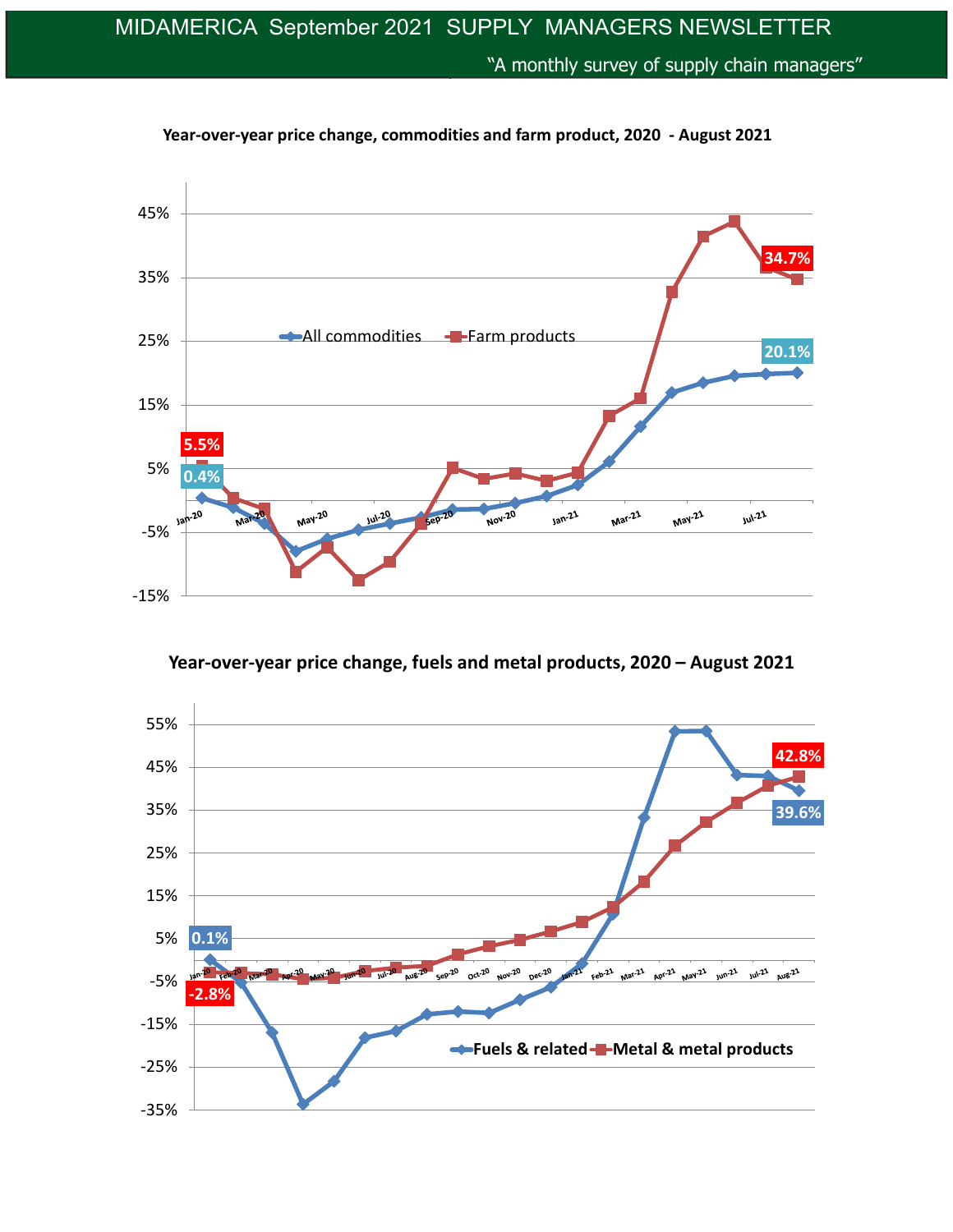# MIDAMERICA September 2021 SUPPLY MANAGERS NEWSLETTER

"A monthly survey of supply chain managers"

**Year-over-year price change, commodities and farm product, 2020 - August 2021**

45%
35%
25%
15%
5%
-5%
-15%

Jan-20
Mar-20
May-20
Jul-20
Sep-20
Nov-20
Jan-21
Mar-21
May-21
Jul-21

All commodities
Farm products

5.5%
0.4%
34.7%
20.1%

**Year-over-year price change, fuels and metal products, 2020 – August 2021**

55%
45%
35%
25%
15%
5%
-5%
-15%
-25%
-35%

Jan-20
Feb-20
Mar-20
Apr-20
May-20
Jun-20
Jul-20
Aug-20
Sep-20
Oct-20
Nov-20
Dec-20
Jan-21
Feb-21
Mar-21
Apr-21
May-21
Jun-21
Jul-21
Aug-21

Fuels & related
Metal & metal products

0.1%
-2.8%
42.8%
39.6%